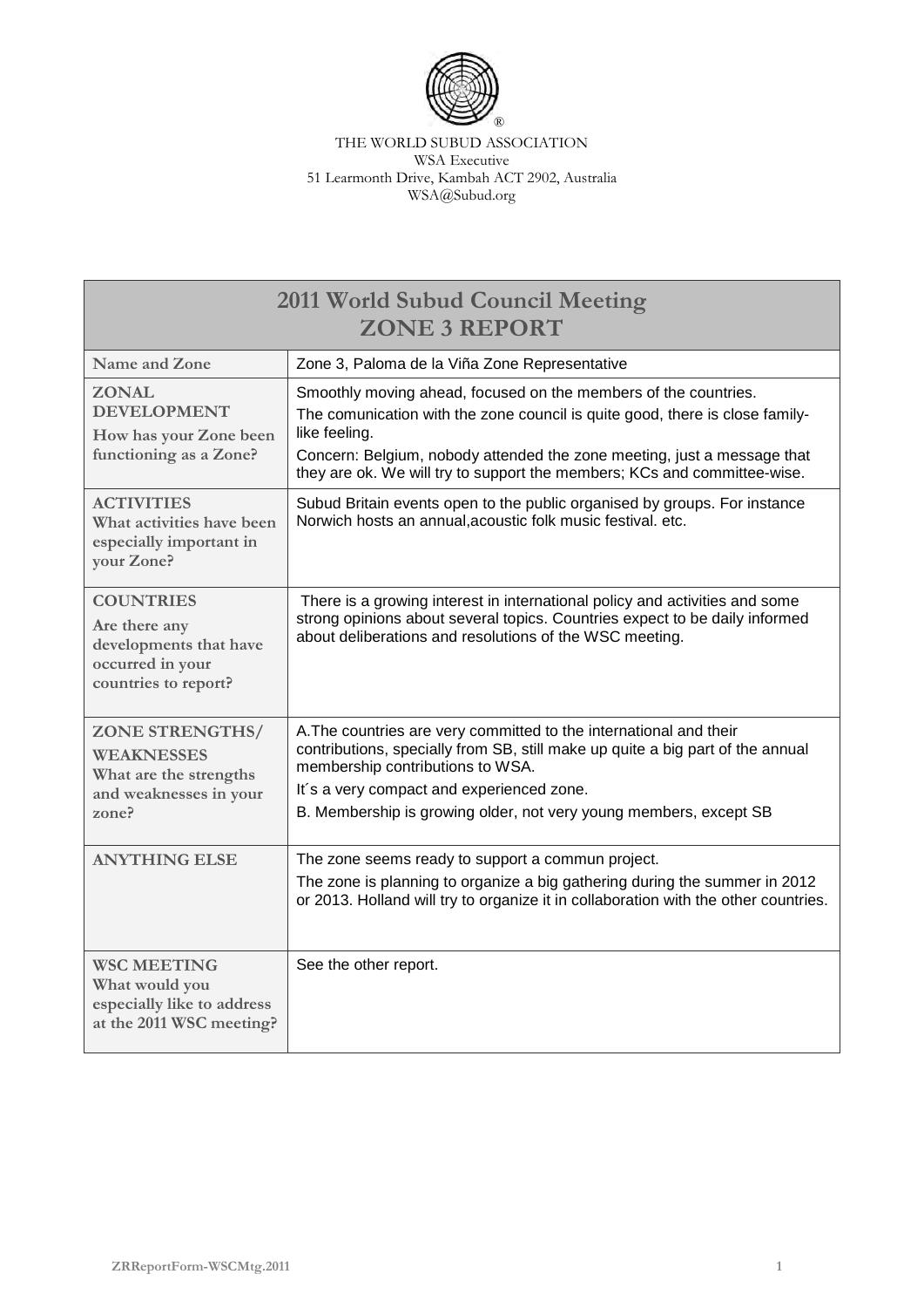THE WORLD SUBUD ASSOCIATION
WSA Executive
51 Learmonth Drive, Kambah ACT 2902, Australia
WSA@Subud.org

| 2011 World Subud Council Meeting<br>ZONE 3 REPORT | |
|---|---|
| **Name and Zone** | Zone 3, Paloma de la Viña Zone Representative |
| **ZONAL DEVELOPMENT**<br>**How has your Zone been functioning as a Zone?** | Smoothly moving ahead, focused on the members of the countries.<br>The comunication with the zone council is quite good, there is close family-like feeling.<br>Concern: Belgium, nobody attended the zone meeting, just a message that they are ok. We will try to support the members; KCs and committee-wise. |
| **ACTIVITIES**<br>**What activities have been especially important in your Zone?** | Subud Britain events open to the public organised by groups. For instance Norwich hosts an annual,acoustic folk music festival. etc. |
| **COUNTRIES**<br>**Are there any developments that have occurred in your countries to report?** | There is a growing interest in international policy and activities and some strong opinions about several topics. Countries expect to be daily informed about deliberations and resolutions of the WSC meeting. |
| **ZONE STRENGTHS/ WEAKNESSES**<br>**What are the strengths and weaknesses in your zone?** | A.The countries are very committed to the international and their contributions, specially from SB, still make up quite a big part of the annual membership contributions to WSA.<br>It´s a very compact and experienced zone.<br>B. Membership is growing older, not very young members, except SB |
| **ANYTHING ELSE** | The zone seems ready to support a commun project.<br>The zone is planning to organize a big gathering during the summer in 2012 or 2013. Holland will try to organize it in collaboration with the other countries. |
| **WSC MEETING**<br>**What would you especially like to address at the 2011 WSC meeting?** | See the other report. |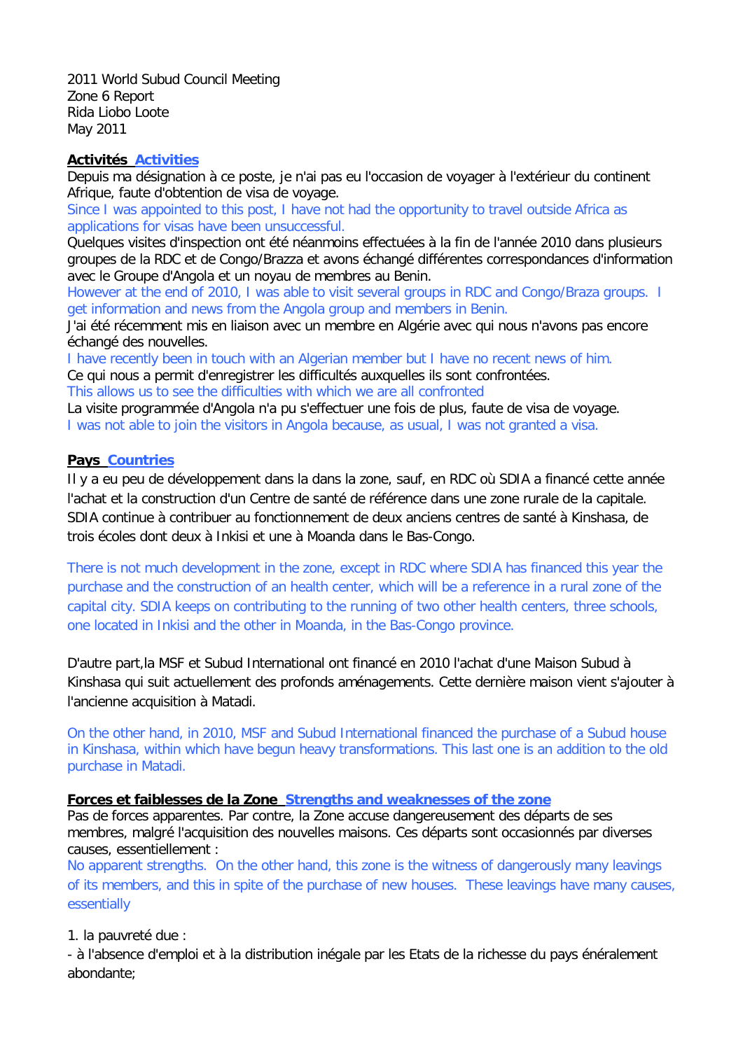2011 World Subud Council Meeting
Zone 6 Report
Rida Liobo Loote
May 2011

**Activités Activities**

Depuis ma désignation à ce poste, je n'ai pas eu l'occasion de voyager à l'extérieur du continent Afrique, faute d'obtention de visa de voyage.
Since I was appointed to this post, I have not had the opportunity to travel outside Africa as applications for visas have been unsuccessful.
Quelques visites d'inspection ont été néanmoins effectuées à la fin de l'année 2010 dans plusieurs groupes de la RDC et de Congo/Brazza et avons échangé différentes correspondances d'information avec le Groupe d'Angola et un noyau de membres au Benin.
However at the end of 2010, I was able to visit several groups in RDC and Congo/Braza groups. I get information and news from the Angola group and members in Benin.
J'ai été récemment mis en liaison avec un membre en Algérie avec qui nous n'avons pas encore échangé des nouvelles.
I have recently been in touch with an Algerian member but I have no recent news of him.
Ce qui nous a permit d'enregistrer les difficultés auxquelles ils sont confrontées.
This allows us to see the difficulties with which we are all confronted
La visite programmée d'Angola n'a pu s'effectuer une fois de plus, faute de visa de voyage.
I was not able to join the visitors in Angola because, as usual, I was not granted a visa.

**Pays Countries**

Il y a eu peu de développement dans la dans la zone, sauf, en RDC où SDIA a financé cette année l'achat et la construction d'un Centre de santé de référence dans une zone rurale de la capitale. SDIA continue à contribuer au fonctionnement de deux anciens centres de santé à Kinshasa, de trois écoles dont deux à Inkisi et une à Moanda dans le Bas-Congo.

There is not much development in the zone, except in RDC where SDIA has financed this year the purchase and the construction of an health center, which will be a reference in a rural zone of the capital city. SDIA keeps on contributing to the running of two other health centers, three schools, one located in Inkisi and the other in Moanda, in the Bas-Congo province.

D'autre part,la MSF et Subud International ont financé en 2010 l'achat d'une Maison Subud à Kinshasa qui suit actuellement des profonds aménagements. Cette dernière maison vient s'ajouter à l'ancienne acquisition à Matadi.

On the other hand, in 2010, MSF and Subud International financed the purchase of a Subud house in Kinshasa, within which have begun heavy transformations. This last one is an addition to the old purchase in Matadi.

**Forces et faiblesses de la Zone Strengths and weaknesses of the zone**

Pas de forces apparentes. Par contre, la Zone accuse dangereusement des départs de ses membres, malgré l'acquisition des nouvelles maisons. Ces départs sont occasionnés par diverses causes, essentiellement :
No apparent strengths. On the other hand, this zone is the witness of dangerously many leavings of its members, and this in spite of the purchase of new houses. These leavings have many causes, essentially

1. la pauvreté due :
- à l'absence d'emploi et à la distribution inégale par les Etats de la richesse du pays énéralement abondante;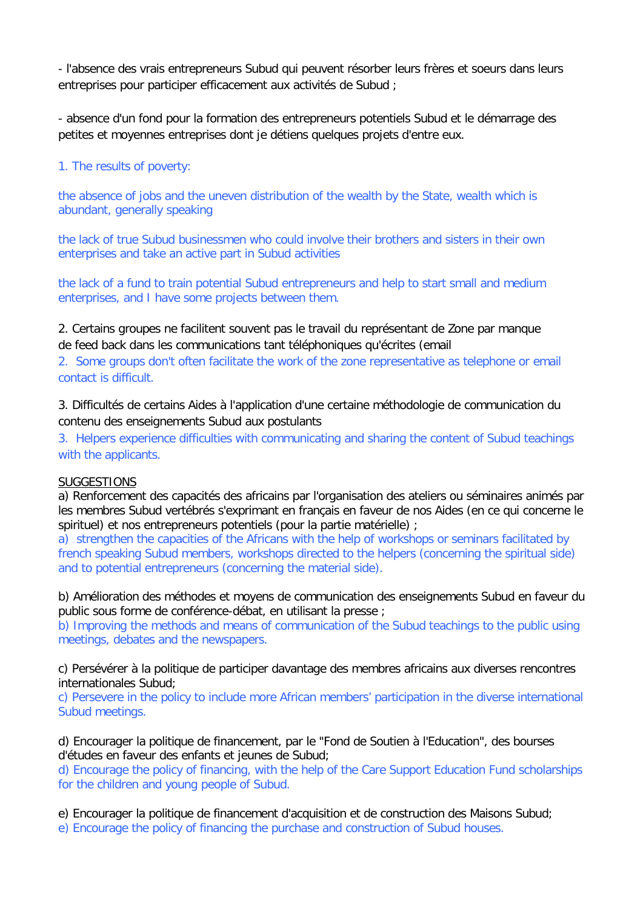- l'absence des vrais entrepreneurs Subud qui peuvent résorber leurs frères et soeurs dans leurs entreprises pour participer efficacement aux activités de Subud ;

- absence d'un fond pour la formation des entrepreneurs potentiels Subud et le démarrage des petites et moyennes entreprises dont je détiens quelques projets d'entre eux.

1. The results of poverty:

the absence of jobs and the uneven distribution of the wealth by the State, wealth which is abundant, generally speaking

the lack of true Subud businessmen who could involve their brothers and sisters in their own enterprises and take an active part in Subud activities

the lack of a fund to train potential Subud entrepreneurs and help to start small and medium enterprises, and I have some projects between them.

2. Certains groupes ne facilitent souvent pas le travail du représentant de Zone par manque de feed back dans les communications tant téléphoniques qu'écrites (email

2. Some groups don't often facilitate the work of the zone representative as telephone or email contact is difficult.

3. Difficultés de certains Aides à l'application d'une certaine méthodologie de communication du contenu des enseignements Subud aux postulants

3. Helpers experience difficulties with communicating and sharing the content of Subud teachings with the applicants.

<u>SUGGESTIONS</u>

a) Renforcement des capacités des africains par l'organisation des ateliers ou séminaires animés par les membres Subud vertébrés s'exprimant en français en faveur de nos Aides (en ce qui concerne le spirituel) et nos entrepreneurs potentiels (pour la partie matérielle) ;

a) strengthen the capacities of the Africans with the help of workshops or seminars facilitated by french speaking Subud members, workshops directed to the helpers (concerning the spiritual side) and to potential entrepreneurs (concerning the material side).

b) Amélioration des méthodes et moyens de communication des enseignements Subud en faveur du public sous forme de conférence-débat, en utilisant la presse ;

b) Improving the methods and means of communication of the Subud teachings to the public using meetings, debates and the newspapers.

c) Persévérer à la politique de participer davantage des membres africains aux diverses rencontres internationales Subud;

c) Persevere in the policy to include more African members' participation in the diverse international Subud meetings.

d) Encourager la politique de financement, par le "Fond de Soutien à l'Education", des bourses d'études en faveur des enfants et jeunes de Subud;

d) Encourage the policy of financing, with the help of the Care Support Education Fund scholarships for the children and young people of Subud.

e) Encourager la politique de financement d'acquisition et de construction des Maisons Subud;

e) Encourage the policy of financing the purchase and construction of Subud houses.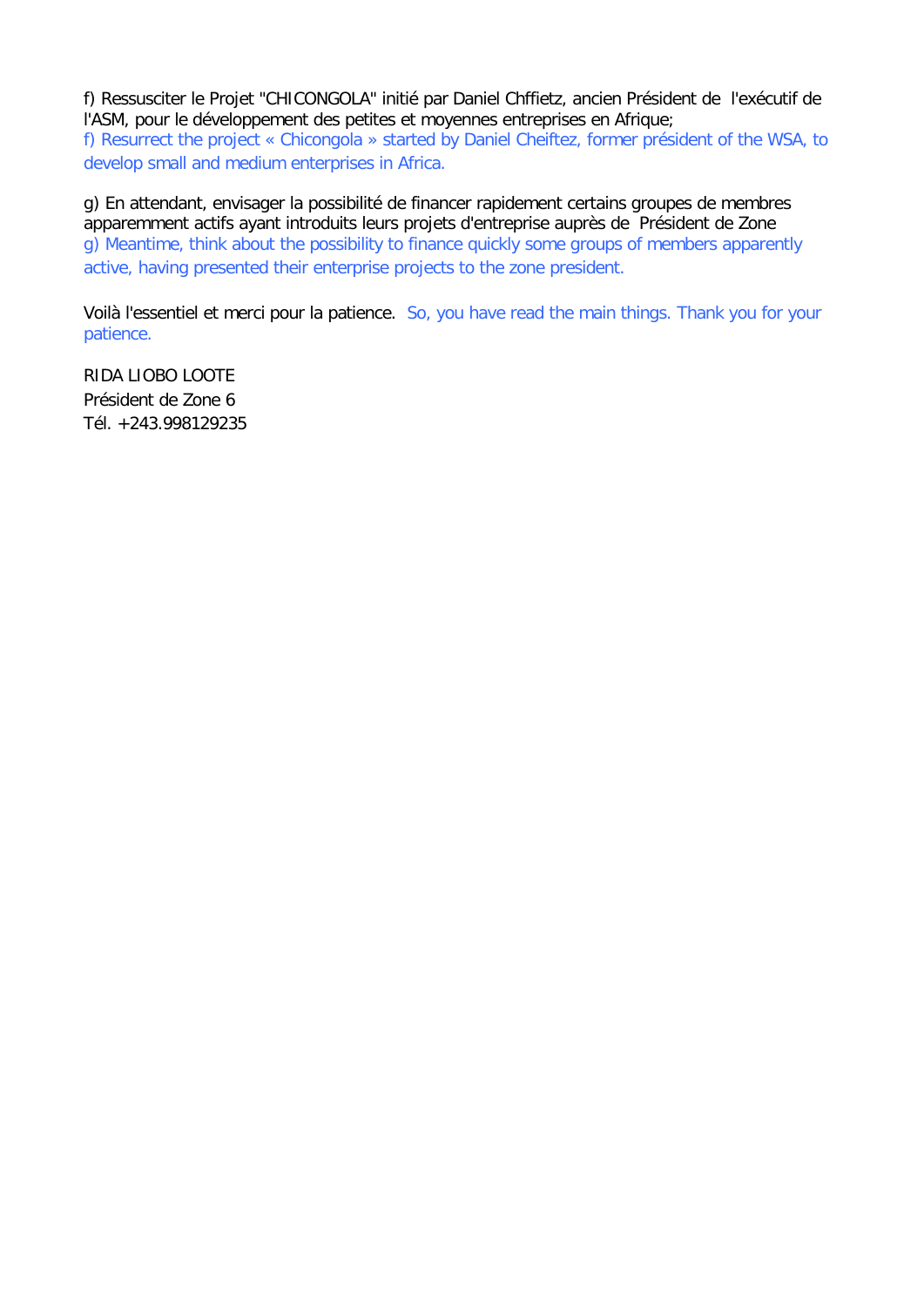f) Ressusciter le Projet "CHICONGOLA" initié par Daniel Chffietz, ancien Président de  l'exécutif de l'ASM, pour le développement des petites et moyennes entreprises en Afrique;
f) Resurrect the project « Chicongola » started by Daniel Cheiftez, former président of the WSA, to develop small and medium enterprises in Africa.

g) En attendant, envisager la possibilité de financer rapidement certains groupes de membres apparemment actifs ayant introduits leurs projets d'entreprise auprès de  Président de Zone
g) Meantime, think about the possibility to finance quickly some groups of members apparently active, having presented their enterprise projects to the zone president.

Voilà l'essentiel et merci pour la patience.  So, you have read the main things. Thank you for your patience.

RIDA LIOBO LOOTE
Président de Zone 6
Tél. +243.998129235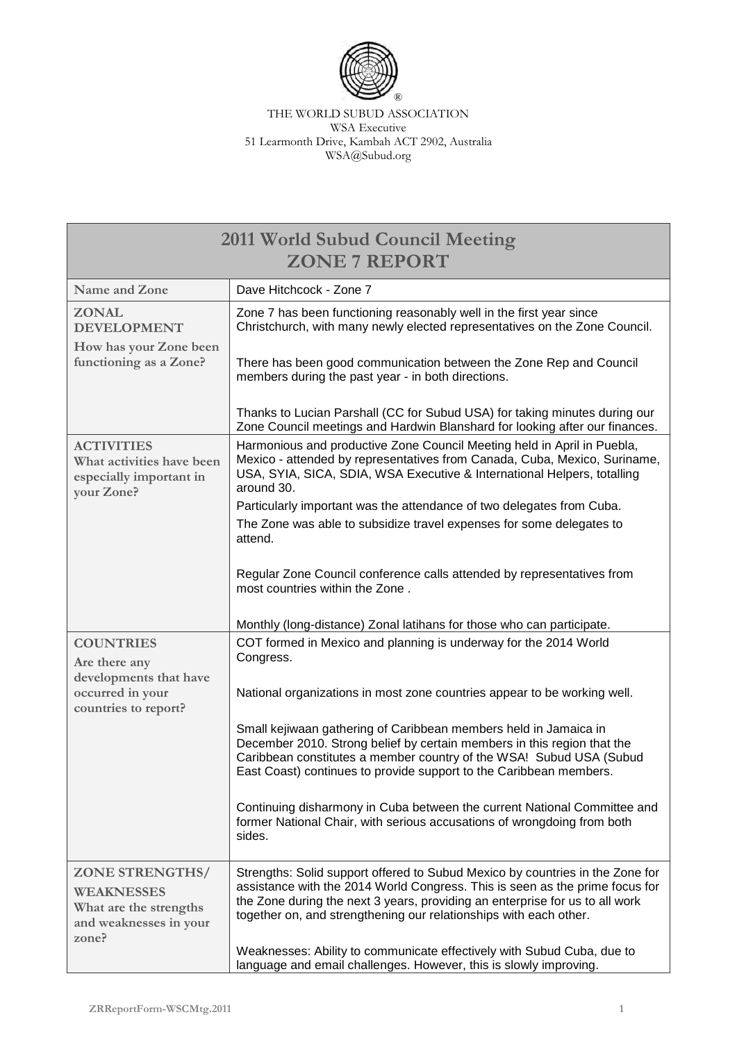THE WORLD SUBUD ASSOCIATION
WSA Executive
51 Learmonth Drive, Kambah ACT 2902, Australia
WSA@Subud.org

| **2011 World Subud Council Meeting<br>ZONE 7 REPORT** | |
|---|---|
| **Name and Zone** | Dave Hitchcock - Zone 7 |
| **ZONAL DEVELOPMENT**<br>**How has your Zone been functioning as a Zone?** | Zone 7 has been functioning reasonably well in the first year since Christchurch, with many newly elected representatives on the Zone Council.<br><br>There has been good communication between the Zone Rep and Council members during the past year - in both directions.<br><br>Thanks to Lucian Parshall (CC for Subud USA) for taking minutes during our Zone Council meetings and Hardwin Blanshard for looking after our finances. |
| **ACTIVITIES**<br>**What activities have been especially important in your Zone?** | Harmonious and productive Zone Council Meeting held in April in Puebla, Mexico - attended by representatives from Canada, Cuba, Mexico, Suriname, USA, SYIA, SICA, SDIA, WSA Executive & International Helpers, totalling around 30.<br>Particularly important was the attendance of two delegates from Cuba.<br>The Zone was able to subsidize travel expenses for some delegates to attend.<br><br>Regular Zone Council conference calls attended by representatives from most countries within the Zone .<br><br>Monthly (long-distance) Zonal latihans for those who can participate. |
| **COUNTRIES**<br>**Are there any developments that have occurred in your countries to report?** | COT formed in Mexico and planning is underway for the 2014 World Congress.<br><br>National organizations in most zone countries appear to be working well.<br><br>Small kejiwaan gathering of Caribbean members held in Jamaica in December 2010. Strong belief by certain members in this region that the Caribbean constitutes a member country of the WSA! Subud USA (Subud East Coast) continues to provide support to the Caribbean members.<br><br>Continuing disharmony in Cuba between the current National Committee and former National Chair, with serious accusations of wrongdoing from both sides. |
| **ZONE STRENGTHS/ WEAKNESSES**<br>**What are the strengths and weaknesses in your zone?** | Strengths: Solid support offered to Subud Mexico by countries in the Zone for assistance with the 2014 World Congress. This is seen as the prime focus for the Zone during the next 3 years, providing an enterprise for us to all work together on, and strengthening our relationships with each other.<br><br>Weaknesses: Ability to communicate effectively with Subud Cuba, due to language and email challenges. However, this is slowly improving. |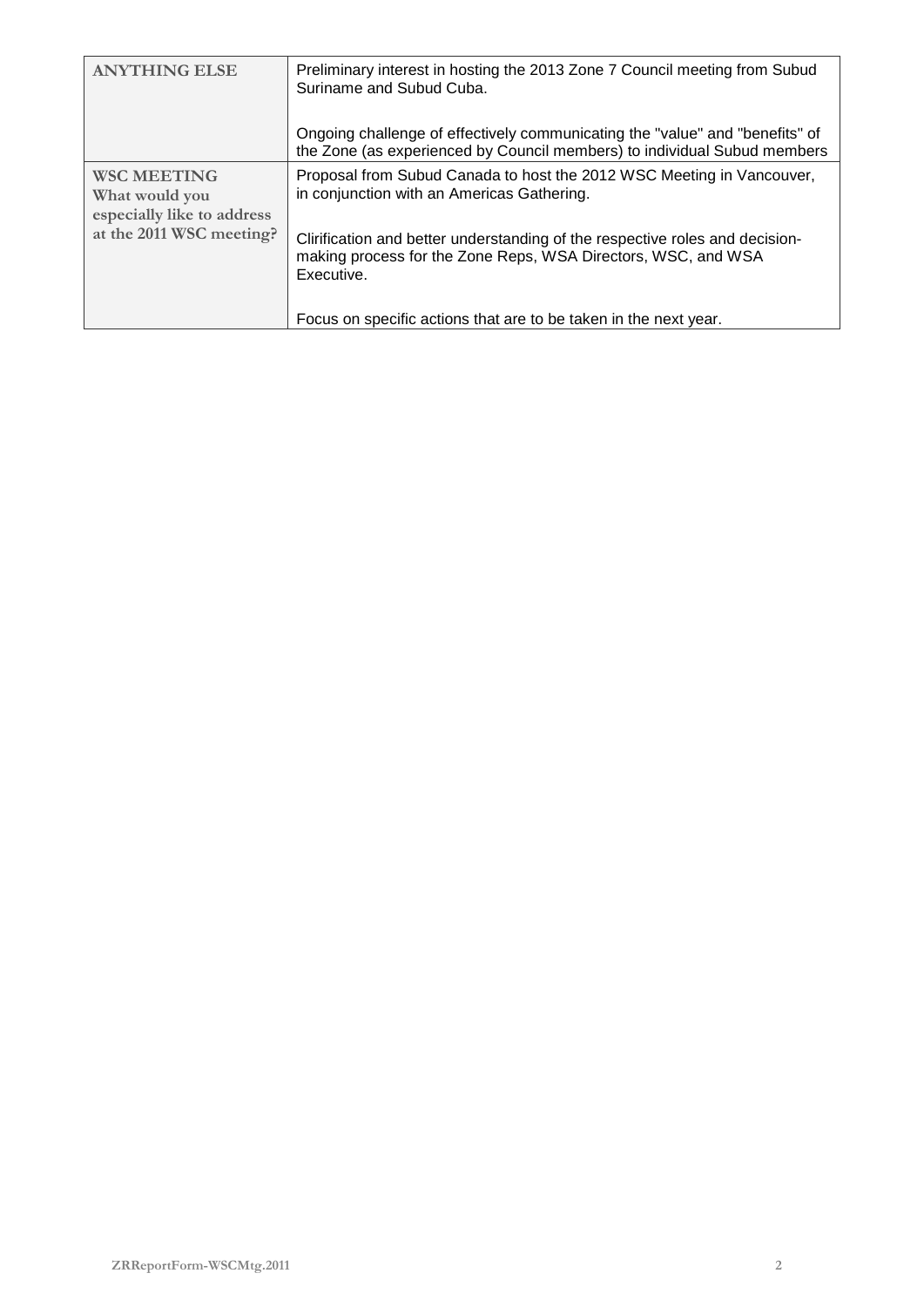| | |
|---|---|
| **ANYTHING ELSE** | Preliminary interest in hosting the 2013 Zone 7 Council meeting from Subud Suriname and Subud Cuba.<br><br>Ongoing challenge of effectively communicating the "value" and "benefits" of the Zone (as experienced by Council members) to individual Subud members |
| **WSC MEETING**<br>**What would you especially like to address at the 2011 WSC meeting?** | Proposal from Subud Canada to host the 2012 WSC Meeting in Vancouver, in conjunction with an Americas Gathering.<br><br>Clirification and better understanding of the respective roles and decision-making process for the Zone Reps, WSA Directors, WSC, and WSA Executive.<br><br>Focus on specific actions that are to be taken in the next year. |